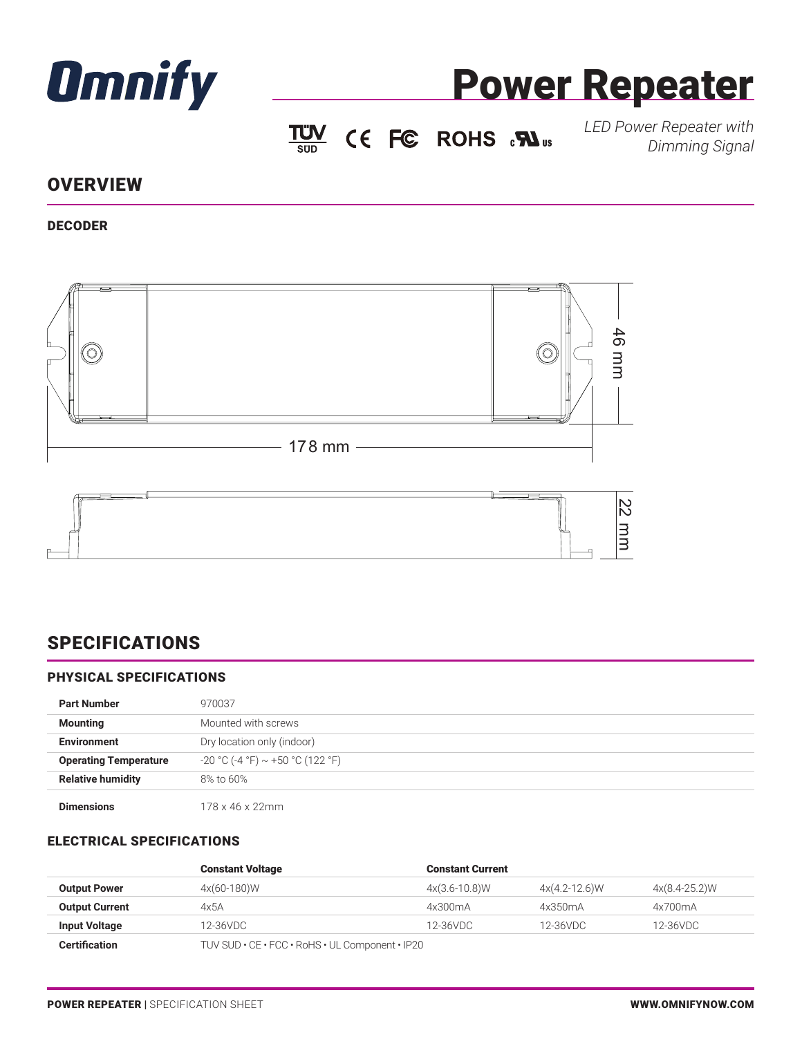# Power Repeater

TUV SUD CE FC ROHS cURus

*LED Power Repeater with Dimming Signal*

## OVERVIEW

### DECODER

46 mm

178 mm

22 mm

## SPECIFICATIONS

### PHYSICAL SPECIFICATIONS

| | |
|---|---|
| **Part Number** | 970037 |
| **Mounting** | Mounted with screws |
| **Environment** | Dry location only (indoor) |
| **Operating Temperature** | -20 °C (-4 °F) ~ +50 °C (122 °F) |
| **Relative humidity** | 8% to 60% |
| **Dimensions** | 178 x 46 x 22mm |

### ELECTRICAL SPECIFICATIONS

| | **Constant Voltage** | **Constant Current** | | |
|---|---|---|---|---|
| **Output Power** | 4x(60-180)W | 4x(3.6-10.8)W | 4x(4.2-12.6)W | 4x(8.4-25.2)W |
| **Output Current** | 4x5A | 4x300mA | 4x350mA | 4x700mA |
| **Input Voltage** | 12-36VDC | 12-36VDC | 12-36VDC | 12-36VDC |
| **Certification** | TUV SUD • CE • FCC • RoHS • UL Component • IP20 | | | |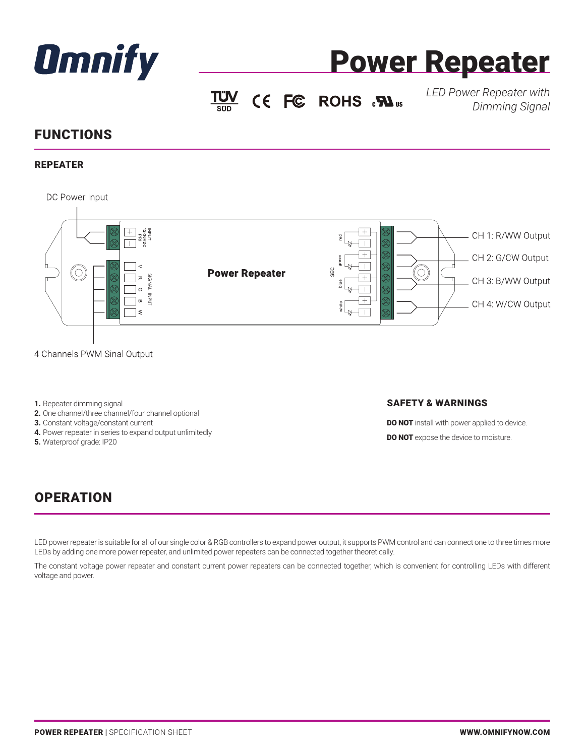# Power Repeater

*LED Power Repeater with Dimming Signal*

## FUNCTIONS

### REPEATER

DC Power Input

Power Repeater

CH 1: R/WW Output

CH 2: G/CW Output

CH 3: B/WW Output

CH 4: W/CW Output

4 Channels PWM Sinal Output

1. Repeater dimming signal
2. One channel/three channel/four channel optional
3. Constant voltage/constant current
4. Power repeater in series to expand output unlimitedly
5. Waterproof grade: IP20

### SAFETY & WARNINGS

**DO NOT** install with power applied to device.

**DO NOT** expose the device to moisture.

## OPERATION

LED power repeater is suitable for all of our single color & RGB controllers to expand power output, it supports PWM control and can connect one to three times more LEDs by adding one more power repeater, and unlimited power repeaters can be connected together theoretically.

The constant voltage power repeater and constant current power repeaters can be connected together, which is convenient for controlling LEDs with different voltage and power.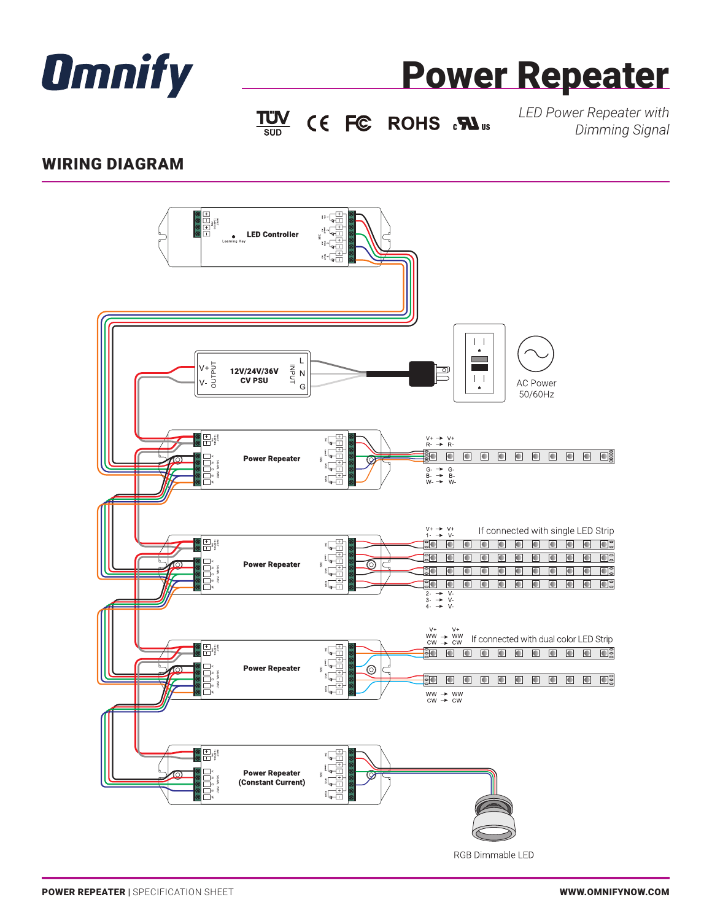# Power Repeater

*LED Power Repeater with Dimming Signal*

TÜV SÜD CE FC ROHS cULus

## WIRING DIAGRAM

LED Controller

Learning Key

12V/24V/36V CV PSU

OUTPUT V+ V-

INPUT L N G

AC Power 50/60Hz

Power Repeater

V+ → V+
R- → R-
G- → G-
B- → B-
W- → W-

Power Repeater

V+ → V+
1- → V-
If connected with single LED Strip
2- → V-
3- → V-
4- → V-

Power Repeater

V+ → V+
WW → WW
CW → CW
If connected with dual color LED Strip
WW → WW
CW → CW

Power Repeater (Constant Current)

RGB Dimmable LED

**POWER REPEATER** | SPECIFICATION SHEET

**WWW.OMNIFYNOW.COM**